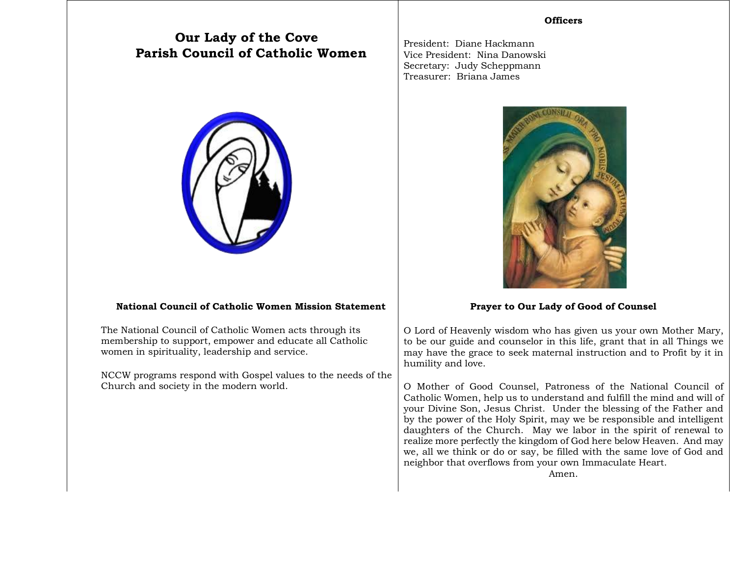# Our Lady of the Cove
# Parish Council of Catholic Women

### National Council of Catholic Women Mission Statement

The National Council of Catholic Women acts through its membership to support, empower and educate all Catholic women in spirituality, leadership and service.

NCCW programs respond with Gospel values to the needs of the Church and society in the modern world.

### Officers

President: Diane Hackmann
Vice President: Nina Danowski
Secretary: Judy Scheppmann
Treasurer: Briana James

### Prayer to Our Lady of Good of Counsel

O Lord of Heavenly wisdom who has given us your own Mother Mary, to be our guide and counselor in this life, grant that in all Things we may have the grace to seek maternal instruction and to Profit by it in humility and love.

O Mother of Good Counsel, Patroness of the National Council of Catholic Women, help us to understand and fulfill the mind and will of your Divine Son, Jesus Christ. Under the blessing of the Father and by the power of the Holy Spirit, may we be responsible and intelligent daughters of the Church. May we labor in the spirit of renewal to realize more perfectly the kingdom of God here below Heaven. And may we, all we think or do or say, be filled with the same love of God and neighbor that overflows from your own Immaculate Heart.

Amen.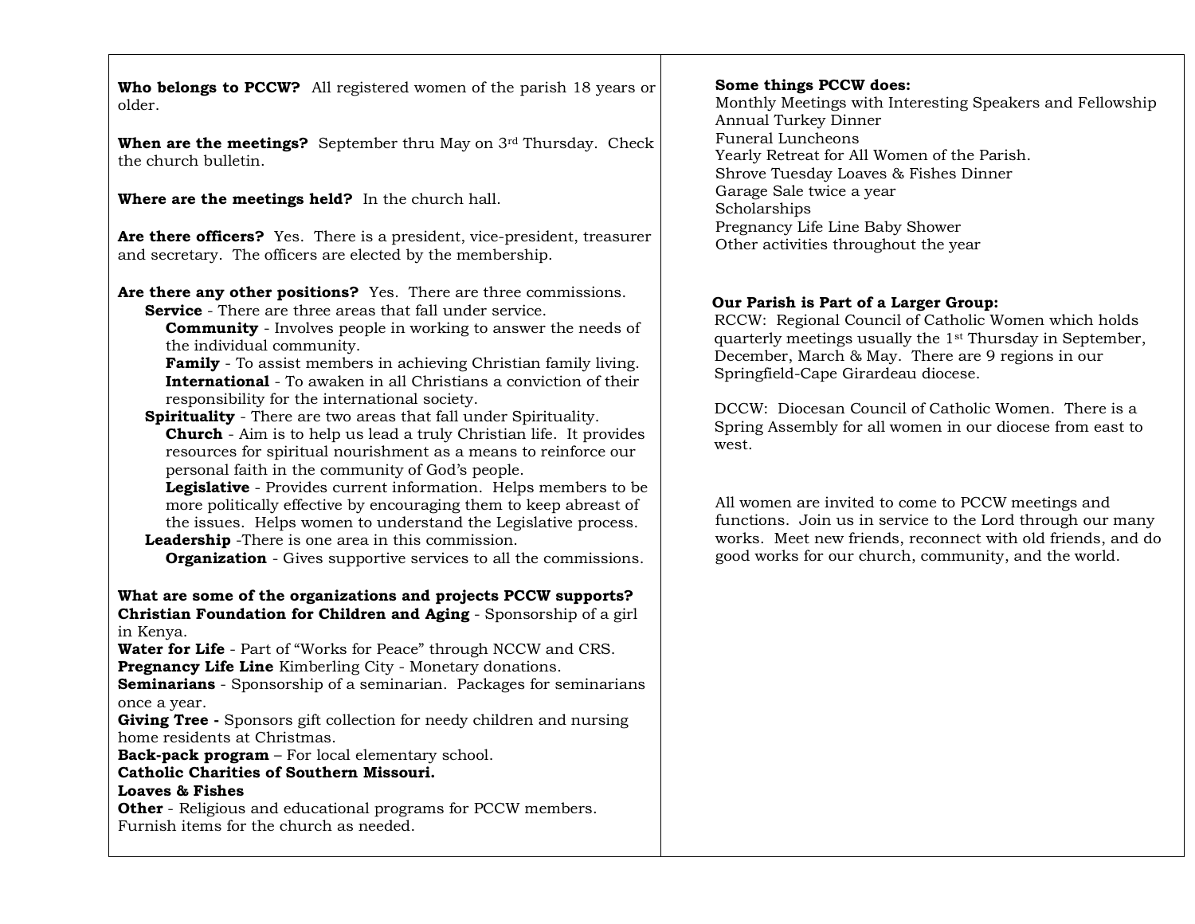**Who belongs to PCCW?** All registered women of the parish 18 years or older.

**When are the meetings?** September thru May on 3rd Thursday. Check the church bulletin.

**Where are the meetings held?** In the church hall.

**Are there officers?** Yes. There is a president, vice-president, treasurer and secretary. The officers are elected by the membership.

**Are there any other positions?** Yes. There are three commissions.

- **Service** - There are three areas that fall under service.
  - **Community** - Involves people in working to answer the needs of the individual community.
  - **Family** - To assist members in achieving Christian family living.
  - **International** - To awaken in all Christians a conviction of their responsibility for the international society.
- **Spirituality** - There are two areas that fall under Spirituality.
  - **Church** - Aim is to help us lead a truly Christian life. It provides resources for spiritual nourishment as a means to reinforce our personal faith in the community of God's people.
  - **Legislative** - Provides current information. Helps members to be more politically effective by encouraging them to keep abreast of the issues. Helps women to understand the Legislative process.
- **Leadership** -There is one area in this commission.
  - **Organization** - Gives supportive services to all the commissions.

**What are some of the organizations and projects PCCW supports?**
**Christian Foundation for Children and Aging** - Sponsorship of a girl in Kenya.
**Water for Life** - Part of "Works for Peace" through NCCW and CRS.
**Pregnancy Life Line** Kimberling City - Monetary donations.
**Seminarians** - Sponsorship of a seminarian. Packages for seminarians once a year.
**Giving Tree -** Sponsors gift collection for needy children and nursing home residents at Christmas.
**Back-pack program** – For local elementary school.
**Catholic Charities of Southern Missouri.**
**Loaves & Fishes**
**Other** - Religious and educational programs for PCCW members. Furnish items for the church as needed.

**Some things PCCW does:**
Monthly Meetings with Interesting Speakers and Fellowship
Annual Turkey Dinner
Funeral Luncheons
Yearly Retreat for All Women of the Parish.
Shrove Tuesday Loaves & Fishes Dinner
Garage Sale twice a year
Scholarships
Pregnancy Life Line Baby Shower
Other activities throughout the year

**Our Parish is Part of a Larger Group:**
RCCW: Regional Council of Catholic Women which holds quarterly meetings usually the 1st Thursday in September, December, March & May. There are 9 regions in our Springfield-Cape Girardeau diocese.

DCCW: Diocesan Council of Catholic Women. There is a Spring Assembly for all women in our diocese from east to west.

All women are invited to come to PCCW meetings and functions. Join us in service to the Lord through our many works. Meet new friends, reconnect with old friends, and do good works for our church, community, and the world.